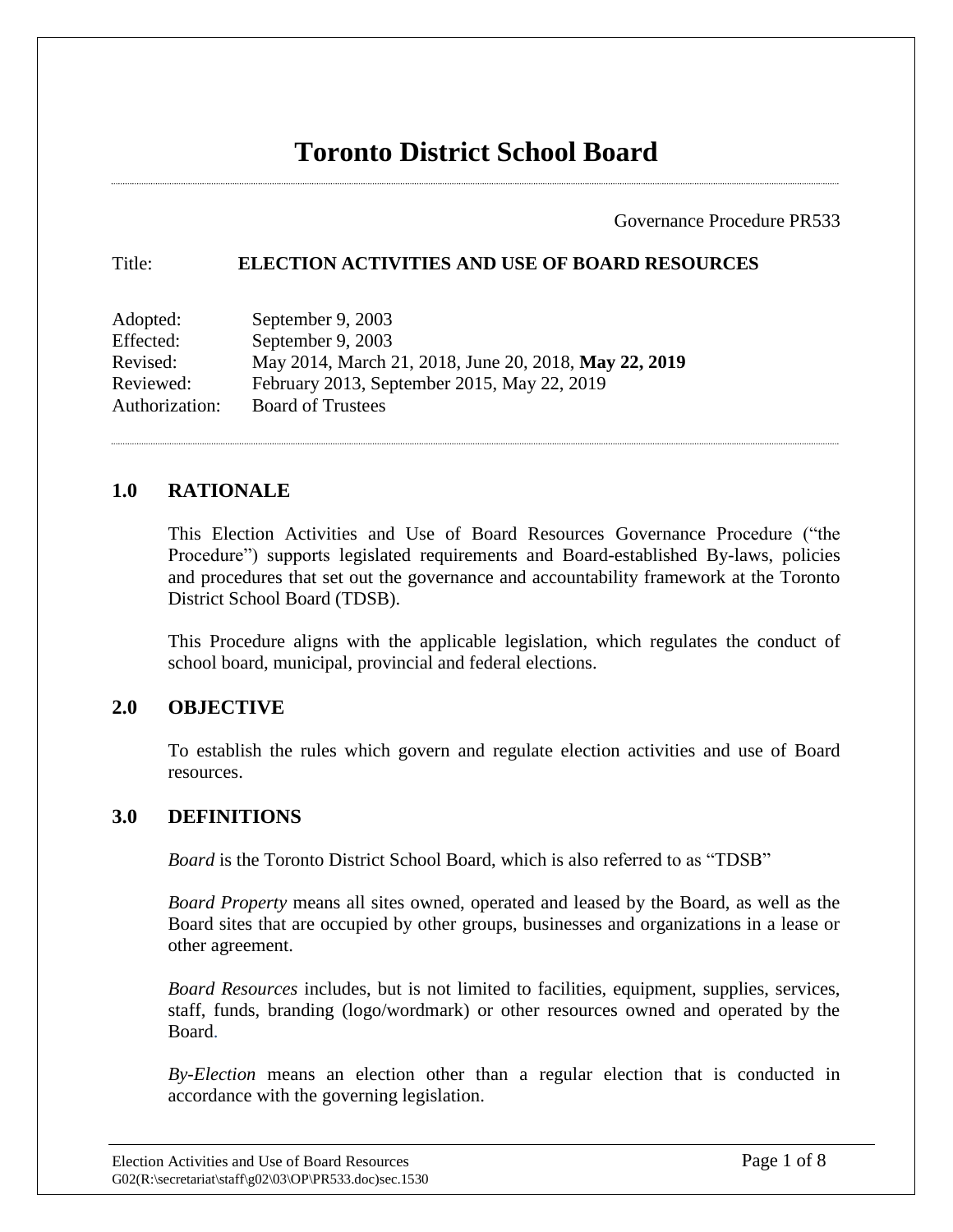# Toronto District School Board

Governance Procedure PR533

Title: **ELECTION ACTIVITIES AND USE OF BOARD RESOURCES**

Adopted: September 9, 2003
Effected: September 9, 2003
Revised: May 2014, March 21, 2018, June 20, 2018, **May 22, 2019**
Reviewed: February 2013, September 2015, May 22, 2019
Authorization: Board of Trustees

## 1.0 RATIONALE

This Election Activities and Use of Board Resources Governance Procedure ("the Procedure") supports legislated requirements and Board-established By-laws, policies and procedures that set out the governance and accountability framework at the Toronto District School Board (TDSB).

This Procedure aligns with the applicable legislation, which regulates the conduct of school board, municipal, provincial and federal elections.

## 2.0 OBJECTIVE

To establish the rules which govern and regulate election activities and use of Board resources.

## 3.0 DEFINITIONS

*Board* is the Toronto District School Board, which is also referred to as "TDSB"

*Board Property* means all sites owned, operated and leased by the Board, as well as the Board sites that are occupied by other groups, businesses and organizations in a lease or other agreement.

*Board Resources* includes, but is not limited to facilities, equipment, supplies, services, staff, funds, branding (logo/wordmark) or other resources owned and operated by the Board.

*By-Election* means an election other than a regular election that is conducted in accordance with the governing legislation.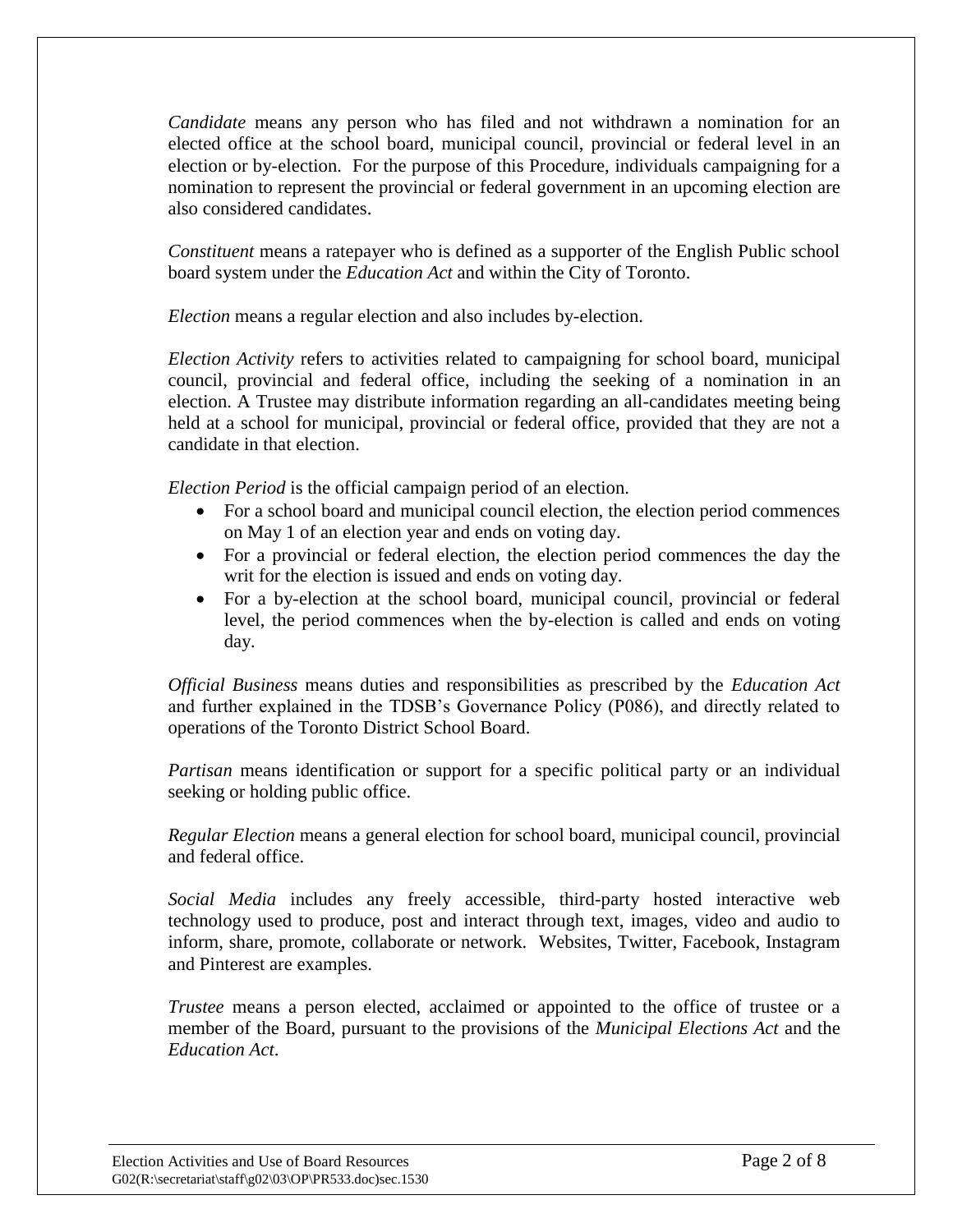*Candidate* means any person who has filed and not withdrawn a nomination for an elected office at the school board, municipal council, provincial or federal level in an election or by-election. For the purpose of this Procedure, individuals campaigning for a nomination to represent the provincial or federal government in an upcoming election are also considered candidates.

*Constituent* means a ratepayer who is defined as a supporter of the English Public school board system under the *Education Act* and within the City of Toronto.

*Election* means a regular election and also includes by-election.

*Election Activity* refers to activities related to campaigning for school board, municipal council, provincial and federal office, including the seeking of a nomination in an election. A Trustee may distribute information regarding an all-candidates meeting being held at a school for municipal, provincial or federal office, provided that they are not a candidate in that election.

*Election Period* is the official campaign period of an election.

- For a school board and municipal council election, the election period commences on May 1 of an election year and ends on voting day.
- For a provincial or federal election, the election period commences the day the writ for the election is issued and ends on voting day.
- For a by-election at the school board, municipal council, provincial or federal level, the period commences when the by-election is called and ends on voting day.

*Official Business* means duties and responsibilities as prescribed by the *Education Act* and further explained in the TDSB's Governance Policy (P086), and directly related to operations of the Toronto District School Board.

*Partisan* means identification or support for a specific political party or an individual seeking or holding public office.

*Regular Election* means a general election for school board, municipal council, provincial and federal office.

*Social Media* includes any freely accessible, third-party hosted interactive web technology used to produce, post and interact through text, images, video and audio to inform, share, promote, collaborate or network. Websites, Twitter, Facebook, Instagram and Pinterest are examples.

*Trustee* means a person elected, acclaimed or appointed to the office of trustee or a member of the Board, pursuant to the provisions of the *Municipal Elections Act* and the *Education Act*.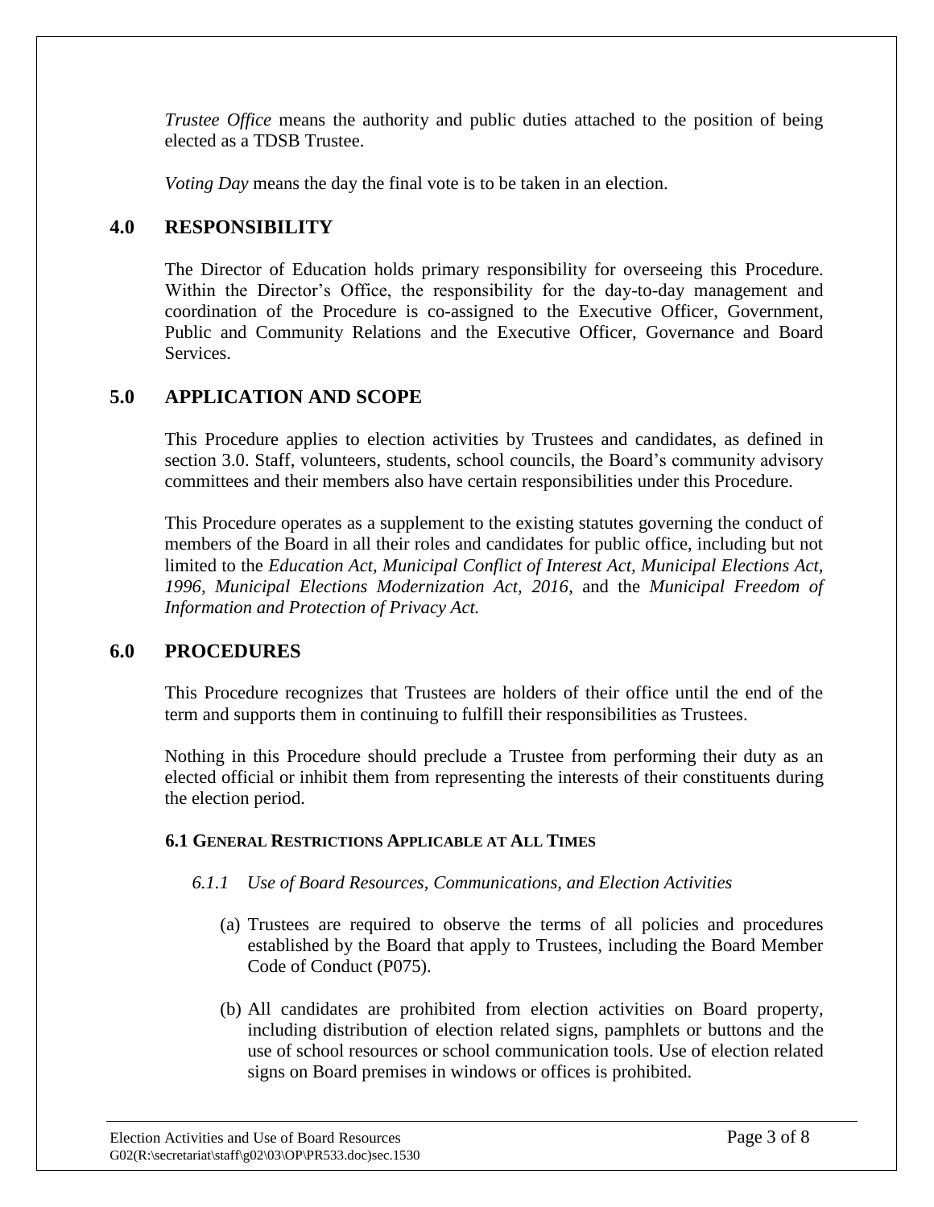*Trustee Office* means the authority and public duties attached to the position of being elected as a TDSB Trustee.

*Voting Day* means the day the final vote is to be taken in an election.

## 4.0 RESPONSIBILITY

The Director of Education holds primary responsibility for overseeing this Procedure. Within the Director's Office, the responsibility for the day-to-day management and coordination of the Procedure is co-assigned to the Executive Officer, Government, Public and Community Relations and the Executive Officer, Governance and Board Services.

## 5.0 APPLICATION AND SCOPE

This Procedure applies to election activities by Trustees and candidates, as defined in section 3.0. Staff, volunteers, students, school councils, the Board's community advisory committees and their members also have certain responsibilities under this Procedure.

This Procedure operates as a supplement to the existing statutes governing the conduct of members of the Board in all their roles and candidates for public office, including but not limited to the *Education Act, Municipal Conflict of Interest Act, Municipal Elections Act, 1996, Municipal Elections Modernization Act, 2016*, and the *Municipal Freedom of Information and Protection of Privacy Act.*

## 6.0 PROCEDURES

This Procedure recognizes that Trustees are holders of their office until the end of the term and supports them in continuing to fulfill their responsibilities as Trustees.

Nothing in this Procedure should preclude a Trustee from performing their duty as an elected official or inhibit them from representing the interests of their constituents during the election period.

### 6.1 General Restrictions Applicable at All Times

#### *6.1.1 Use of Board Resources, Communications, and Election Activities*

(a) Trustees are required to observe the terms of all policies and procedures established by the Board that apply to Trustees, including the Board Member Code of Conduct (P075).

(b) All candidates are prohibited from election activities on Board property, including distribution of election related signs, pamphlets or buttons and the use of school resources or school communication tools. Use of election related signs on Board premises in windows or offices is prohibited.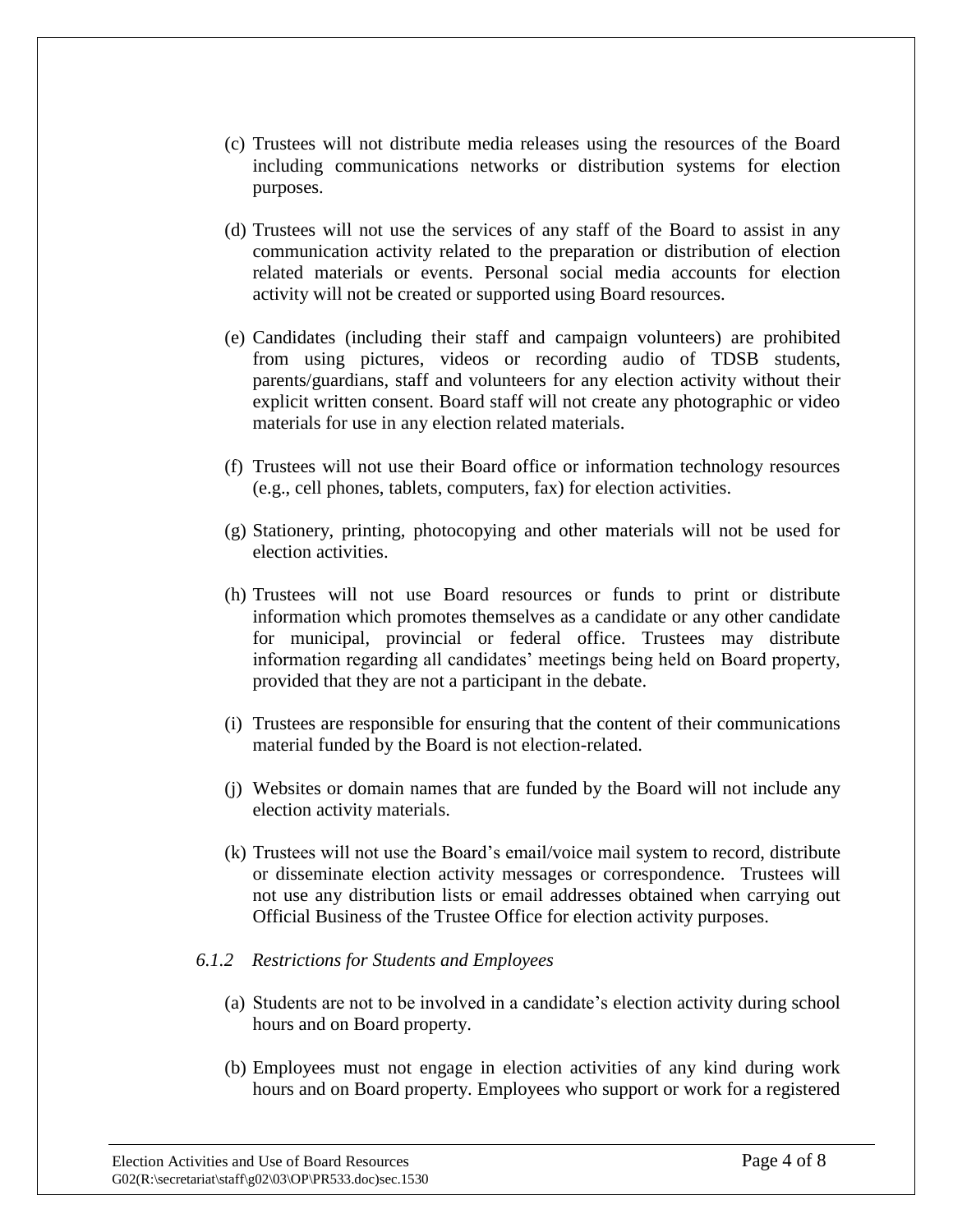(c) Trustees will not distribute media releases using the resources of the Board including communications networks or distribution systems for election purposes.

(d) Trustees will not use the services of any staff of the Board to assist in any communication activity related to the preparation or distribution of election related materials or events. Personal social media accounts for election activity will not be created or supported using Board resources.

(e) Candidates (including their staff and campaign volunteers) are prohibited from using pictures, videos or recording audio of TDSB students, parents/guardians, staff and volunteers for any election activity without their explicit written consent. Board staff will not create any photographic or video materials for use in any election related materials.

(f) Trustees will not use their Board office or information technology resources (e.g., cell phones, tablets, computers, fax) for election activities.

(g) Stationery, printing, photocopying and other materials will not be used for election activities.

(h) Trustees will not use Board resources or funds to print or distribute information which promotes themselves as a candidate or any other candidate for municipal, provincial or federal office. Trustees may distribute information regarding all candidates' meetings being held on Board property, provided that they are not a participant in the debate.

(i) Trustees are responsible for ensuring that the content of their communications material funded by the Board is not election-related.

(j) Websites or domain names that are funded by the Board will not include any election activity materials.

(k) Trustees will not use the Board's email/voice mail system to record, distribute or disseminate election activity messages or correspondence. Trustees will not use any distribution lists or email addresses obtained when carrying out Official Business of the Trustee Office for election activity purposes.

*6.1.2 Restrictions for Students and Employees*

(a) Students are not to be involved in a candidate's election activity during school hours and on Board property.

(b) Employees must not engage in election activities of any kind during work hours and on Board property. Employees who support or work for a registered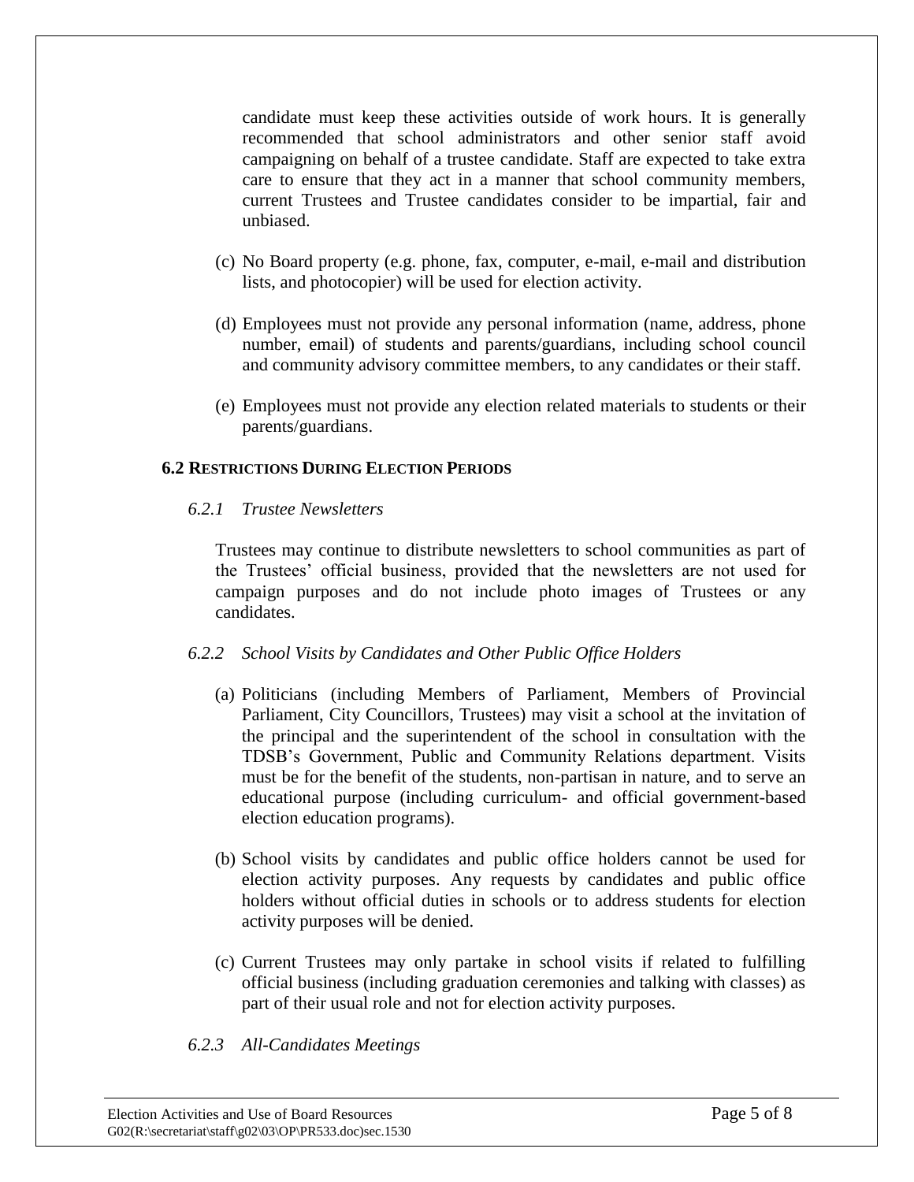candidate must keep these activities outside of work hours. It is generally recommended that school administrators and other senior staff avoid campaigning on behalf of a trustee candidate. Staff are expected to take extra care to ensure that they act in a manner that school community members, current Trustees and Trustee candidates consider to be impartial, fair and unbiased.

(c) No Board property (e.g. phone, fax, computer, e-mail, e-mail and distribution lists, and photocopier) will be used for election activity.

(d) Employees must not provide any personal information (name, address, phone number, email) of students and parents/guardians, including school council and community advisory committee members, to any candidates or their staff.

(e) Employees must not provide any election related materials to students or their parents/guardians.

### 6.2 Restrictions During Election Periods

#### *6.2.1 Trustee Newsletters*

Trustees may continue to distribute newsletters to school communities as part of the Trustees' official business, provided that the newsletters are not used for campaign purposes and do not include photo images of Trustees or any candidates.

#### *6.2.2 School Visits by Candidates and Other Public Office Holders*

(a) Politicians (including Members of Parliament, Members of Provincial Parliament, City Councillors, Trustees) may visit a school at the invitation of the principal and the superintendent of the school in consultation with the TDSB's Government, Public and Community Relations department. Visits must be for the benefit of the students, non-partisan in nature, and to serve an educational purpose (including curriculum- and official government-based election education programs).

(b) School visits by candidates and public office holders cannot be used for election activity purposes. Any requests by candidates and public office holders without official duties in schools or to address students for election activity purposes will be denied.

(c) Current Trustees may only partake in school visits if related to fulfilling official business (including graduation ceremonies and talking with classes) as part of their usual role and not for election activity purposes.

#### *6.2.3 All-Candidates Meetings*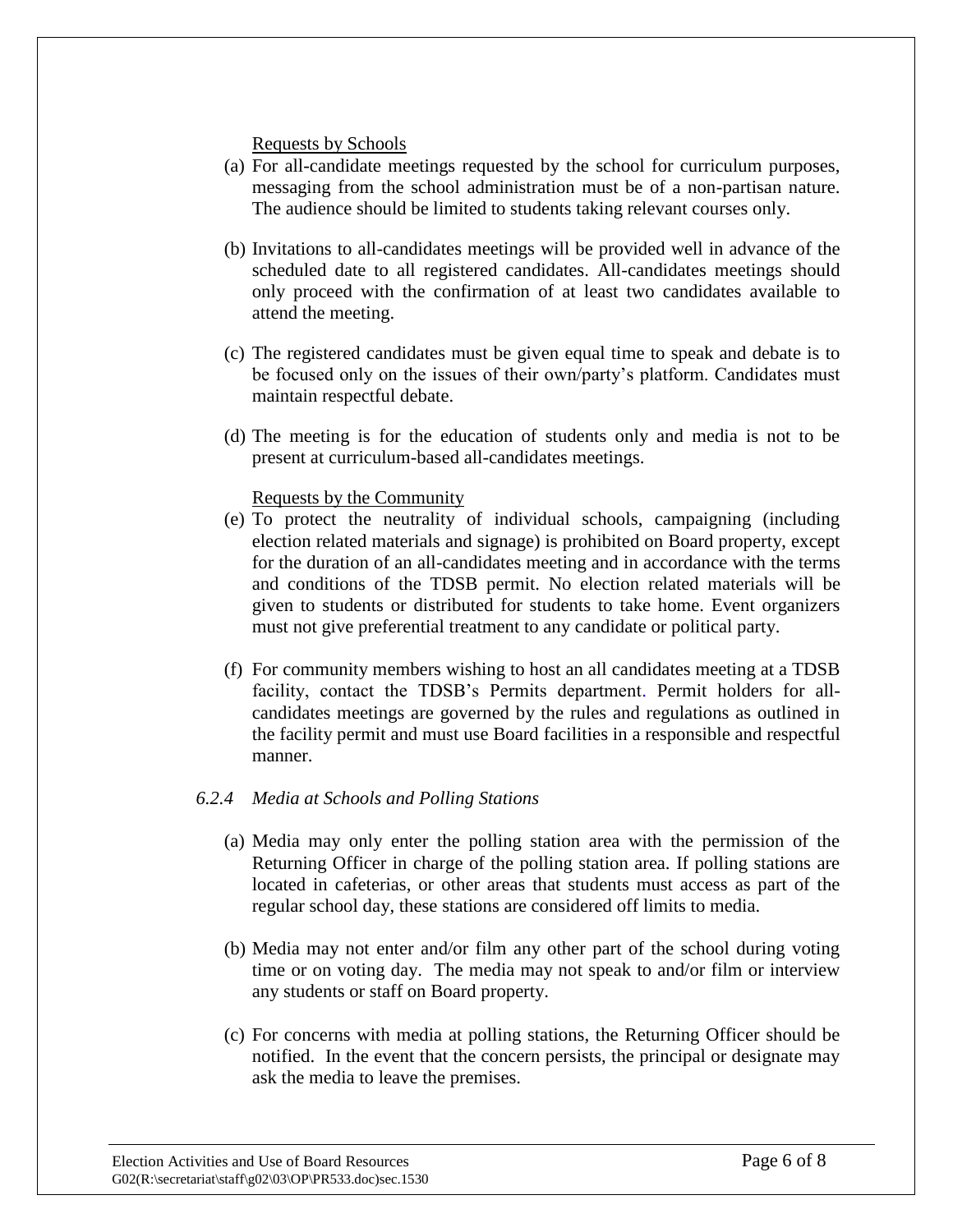Requests by Schools

(a) For all-candidate meetings requested by the school for curriculum purposes, messaging from the school administration must be of a non-partisan nature. The audience should be limited to students taking relevant courses only.

(b) Invitations to all-candidates meetings will be provided well in advance of the scheduled date to all registered candidates. All-candidates meetings should only proceed with the confirmation of at least two candidates available to attend the meeting.

(c) The registered candidates must be given equal time to speak and debate is to be focused only on the issues of their own/party's platform. Candidates must maintain respectful debate.

(d) The meeting is for the education of students only and media is not to be present at curriculum-based all-candidates meetings.

Requests by the Community

(e) To protect the neutrality of individual schools, campaigning (including election related materials and signage) is prohibited on Board property, except for the duration of an all-candidates meeting and in accordance with the terms and conditions of the TDSB permit. No election related materials will be given to students or distributed for students to take home. Event organizers must not give preferential treatment to any candidate or political party.

(f) For community members wishing to host an all candidates meeting at a TDSB facility, contact the TDSB's Permits department. Permit holders for all-candidates meetings are governed by the rules and regulations as outlined in the facility permit and must use Board facilities in a responsible and respectful manner.

*6.2.4 Media at Schools and Polling Stations*

(a) Media may only enter the polling station area with the permission of the Returning Officer in charge of the polling station area. If polling stations are located in cafeterias, or other areas that students must access as part of the regular school day, these stations are considered off limits to media.

(b) Media may not enter and/or film any other part of the school during voting time or on voting day. The media may not speak to and/or film or interview any students or staff on Board property.

(c) For concerns with media at polling stations, the Returning Officer should be notified. In the event that the concern persists, the principal or designate may ask the media to leave the premises.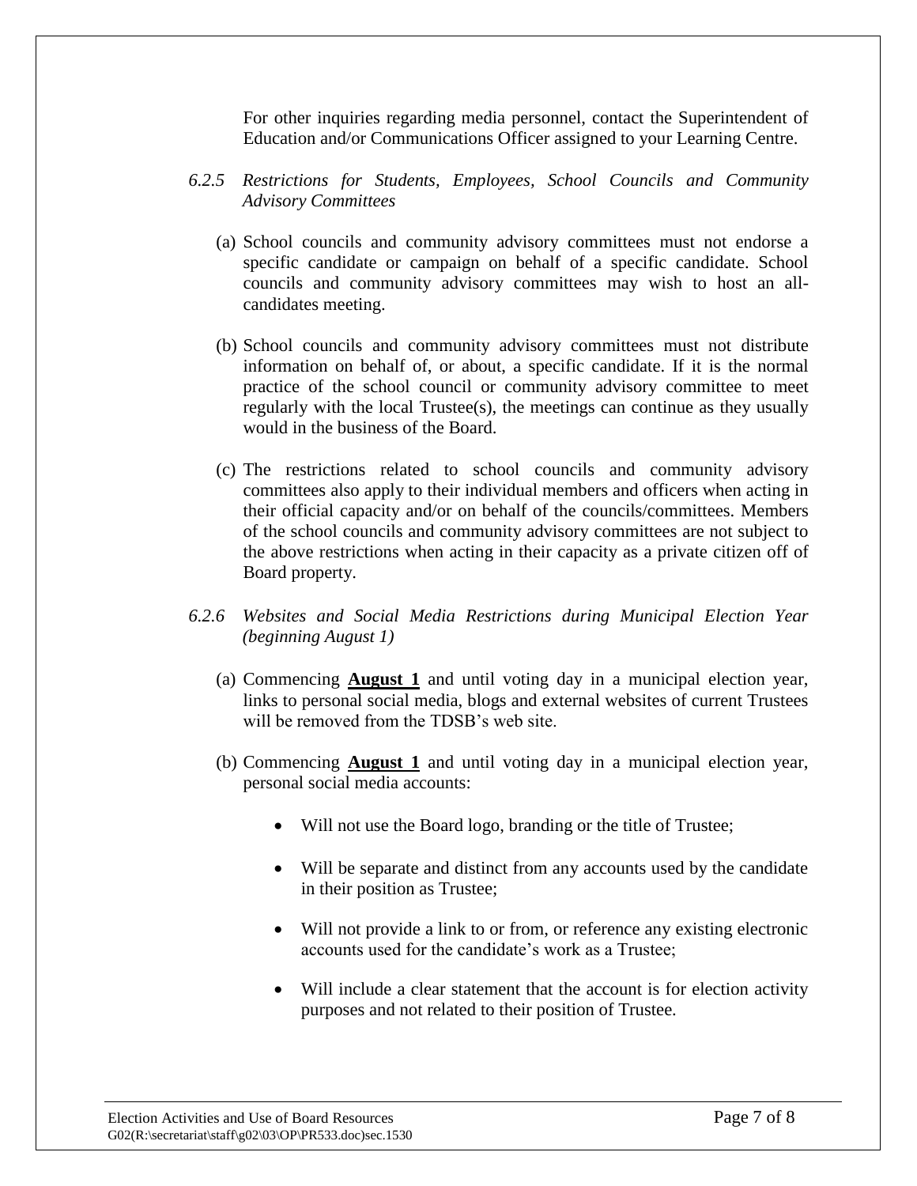For other inquiries regarding media personnel, contact the Superintendent of Education and/or Communications Officer assigned to your Learning Centre.

*6.2.5 Restrictions for Students, Employees, School Councils and Community Advisory Committees*

(a) School councils and community advisory committees must not endorse a specific candidate or campaign on behalf of a specific candidate. School councils and community advisory committees may wish to host an all-candidates meeting.

(b) School councils and community advisory committees must not distribute information on behalf of, or about, a specific candidate. If it is the normal practice of the school council or community advisory committee to meet regularly with the local Trustee(s), the meetings can continue as they usually would in the business of the Board.

(c) The restrictions related to school councils and community advisory committees also apply to their individual members and officers when acting in their official capacity and/or on behalf of the councils/committees. Members of the school councils and community advisory committees are not subject to the above restrictions when acting in their capacity as a private citizen off of Board property.

*6.2.6 Websites and Social Media Restrictions during Municipal Election Year (beginning August 1)*

(a) Commencing **August 1** and until voting day in a municipal election year, links to personal social media, blogs and external websites of current Trustees will be removed from the TDSB's web site.

(b) Commencing **August 1** and until voting day in a municipal election year, personal social media accounts:

- Will not use the Board logo, branding or the title of Trustee;
- Will be separate and distinct from any accounts used by the candidate in their position as Trustee;
- Will not provide a link to or from, or reference any existing electronic accounts used for the candidate's work as a Trustee;
- Will include a clear statement that the account is for election activity purposes and not related to their position of Trustee.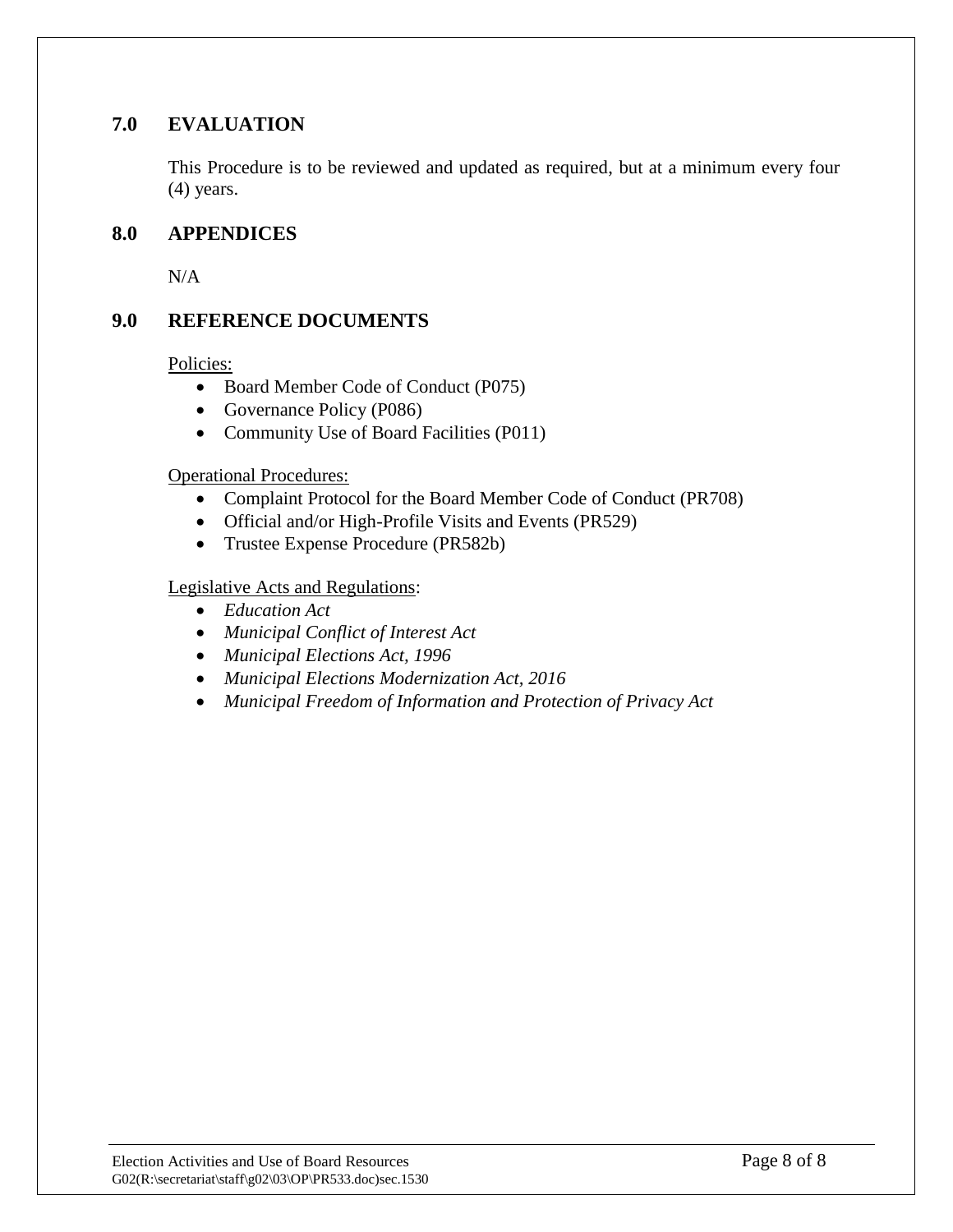## 7.0 EVALUATION

This Procedure is to be reviewed and updated as required, but at a minimum every four (4) years.

## 8.0 APPENDICES

N/A

## 9.0 REFERENCE DOCUMENTS

<u>Policies:</u>

- Board Member Code of Conduct (P075)
- Governance Policy (P086)
- Community Use of Board Facilities (P011)

<u>Operational Procedures:</u>

- Complaint Protocol for the Board Member Code of Conduct (PR708)
- Official and/or High-Profile Visits and Events (PR529)
- Trustee Expense Procedure (PR582b)

<u>Legislative Acts and Regulations</u>:

- *Education Act*
- *Municipal Conflict of Interest Act*
- *Municipal Elections Act, 1996*
- *Municipal Elections Modernization Act, 2016*
- *Municipal Freedom of Information and Protection of Privacy Act*